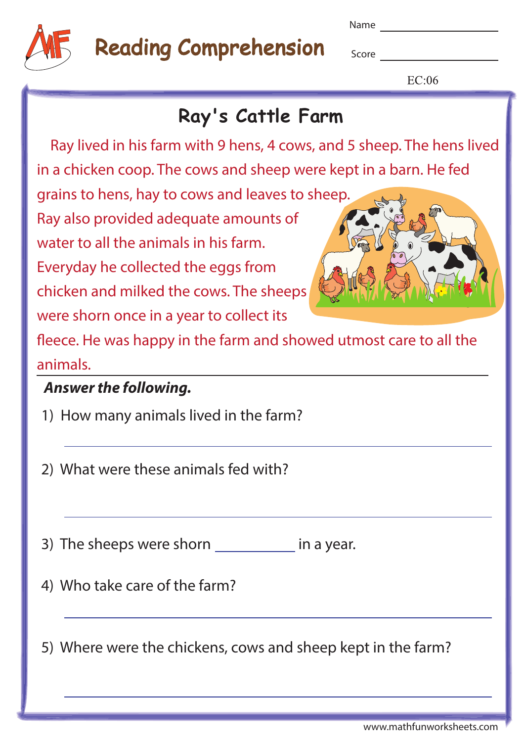# Reading Comprehension

Name ____________

Score ____________

EC:06

## Ray's Cattle Farm

Ray lived in his farm with 9 hens, 4 cows, and 5 sheep. The hens lived in a chicken coop. The cows and sheep were kept in a barn. He fed grains to hens, hay to cows and leaves to sheep. Ray also provided adequate amounts of water to all the animals in his farm. Everyday he collected the eggs from chicken and milked the cows. The sheeps were shorn once in a year to collect its fleece. He was happy in the farm and showed utmost care to all the animals.

***Answer the following.***

1) How many animals lived in the farm?

______________________________

2) What were these animals fed with?

______________________________

3) The sheeps were shorn __________ in a year.

4) Who take care of the farm?

______________________________

5) Where were the chickens, cows and sheep kept in the farm?

______________________________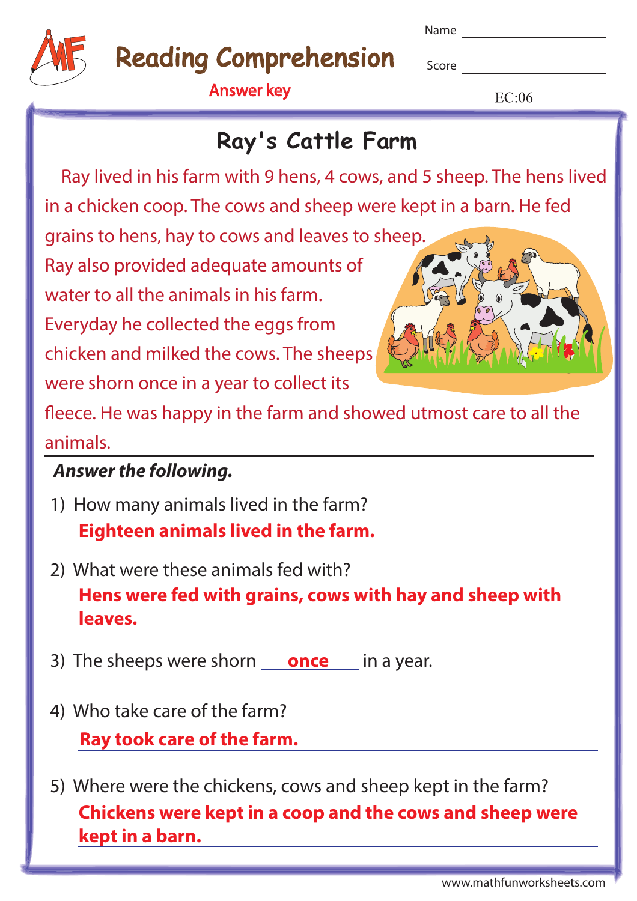# Reading Comprehension

Answer key

Name ____________

Score ____________

EC:06

## Ray's Cattle Farm

Ray lived in his farm with 9 hens, 4 cows, and 5 sheep. The hens lived in a chicken coop. The cows and sheep were kept in a barn. He fed grains to hens, hay to cows and leaves to sheep. Ray also provided adequate amounts of water to all the animals in his farm. Everyday he collected the eggs from chicken and milked the cows. The sheeps were shorn once in a year to collect its fleece. He was happy in the farm and showed utmost care to all the animals.

***Answer the following.***

1) How many animals lived in the farm?

   **Eighteen animals lived in the farm.**

2) What were these animals fed with?

   **Hens were fed with grains, cows with hay and sheep with leaves.**

3) The sheeps were shorn **once** in a year.

4) Who take care of the farm?

   **Ray took care of the farm.**

5) Where were the chickens, cows and sheep kept in the farm?

   **Chickens were kept in a coop and the cows and sheep were kept in a barn.**

www.mathfunworksheets.com